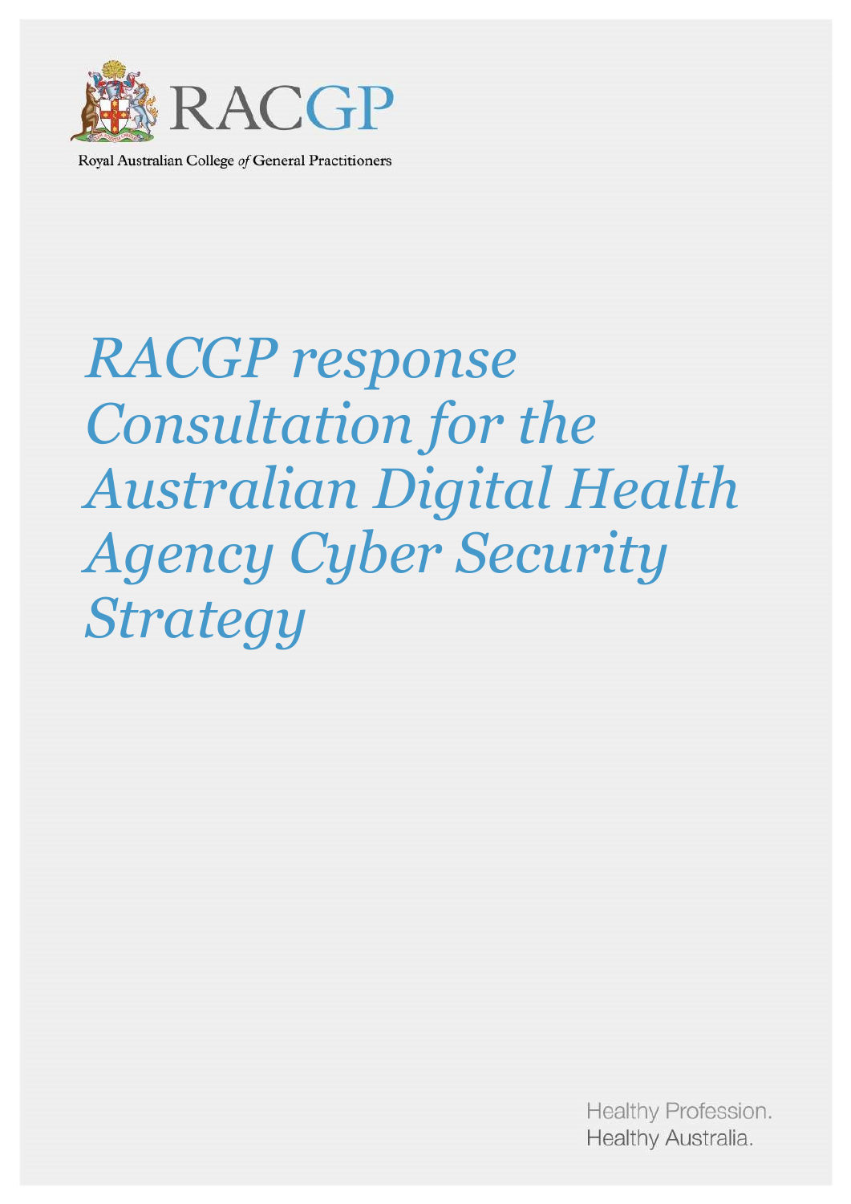RACGP

Royal Australian College *of* General Practitioners

# *RACGP response Consultation for the Australian Digital Health Agency Cyber Security Strategy*

Healthy Profession.
Healthy Australia.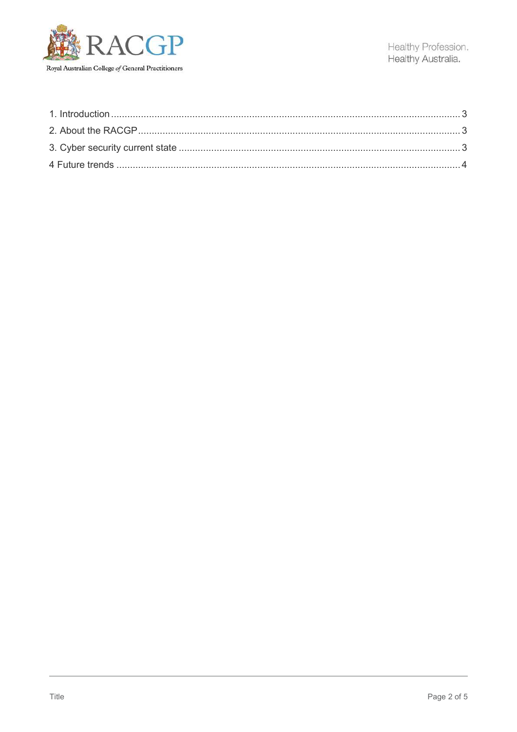1. Introduction ........................................................................................................................... 3
2. About the RACGP .................................................................................................................. 3
3. Cyber security current state ................................................................................................... 3
4 Future trends ........................................................................................................................... 4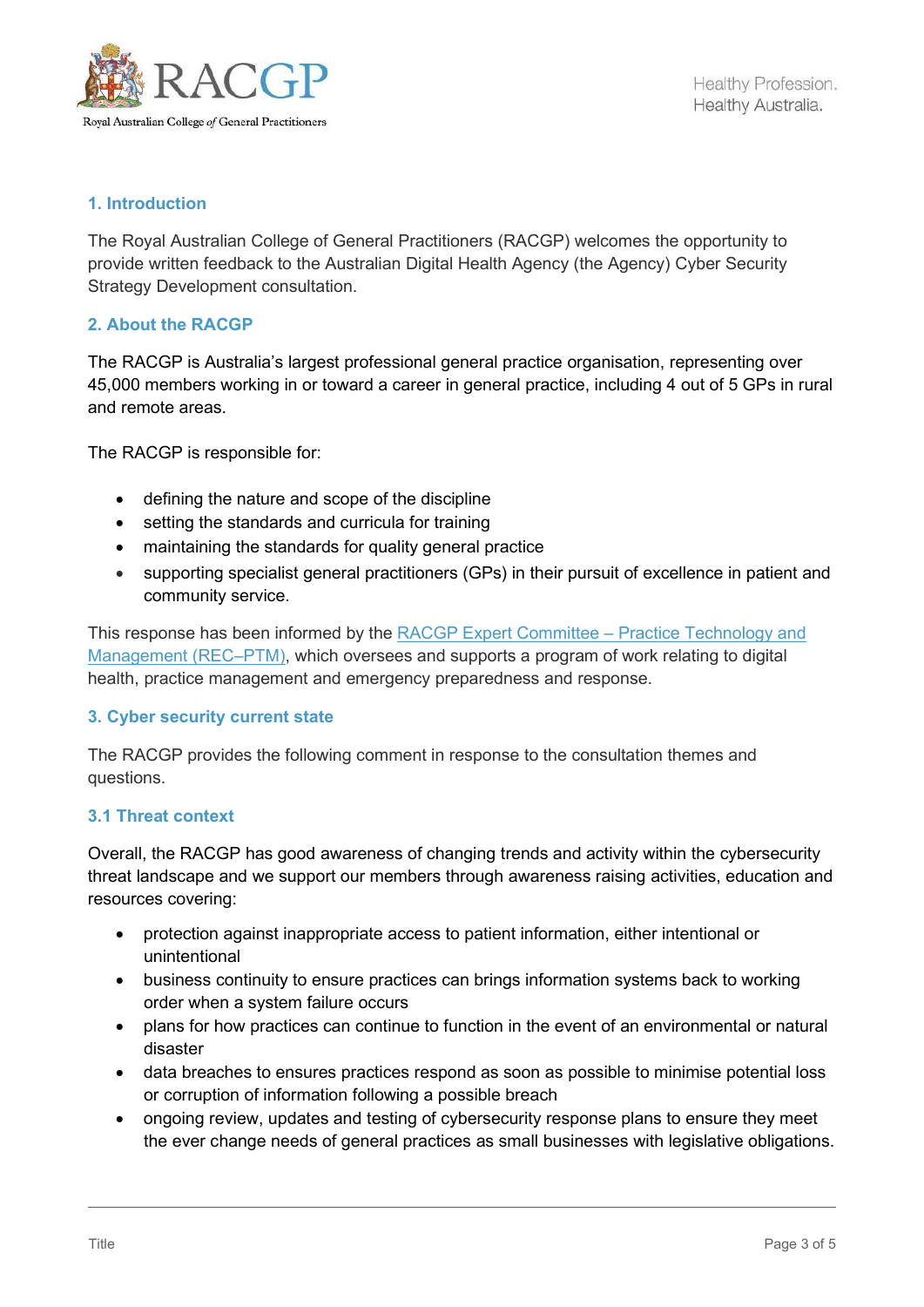## 1. Introduction

The Royal Australian College of General Practitioners (RACGP) welcomes the opportunity to provide written feedback to the Australian Digital Health Agency (the Agency) Cyber Security Strategy Development consultation.

## 2. About the RACGP

The RACGP is Australia's largest professional general practice organisation, representing over 45,000 members working in or toward a career in general practice, including 4 out of 5 GPs in rural and remote areas.

The RACGP is responsible for:

- defining the nature and scope of the discipline
- setting the standards and curricula for training
- maintaining the standards for quality general practice
- supporting specialist general practitioners (GPs) in their pursuit of excellence in patient and community service.

This response has been informed by the RACGP Expert Committee – Practice Technology and Management (REC–PTM), which oversees and supports a program of work relating to digital health, practice management and emergency preparedness and response.

## 3. Cyber security current state

The RACGP provides the following comment in response to the consultation themes and questions.

### 3.1 Threat context

Overall, the RACGP has good awareness of changing trends and activity within the cybersecurity threat landscape and we support our members through awareness raising activities, education and resources covering:

- protection against inappropriate access to patient information, either intentional or unintentional
- business continuity to ensure practices can brings information systems back to working order when a system failure occurs
- plans for how practices can continue to function in the event of an environmental or natural disaster
- data breaches to ensures practices respond as soon as possible to minimise potential loss or corruption of information following a possible breach
- ongoing review, updates and testing of cybersecurity response plans to ensure they meet the ever change needs of general practices as small businesses with legislative obligations.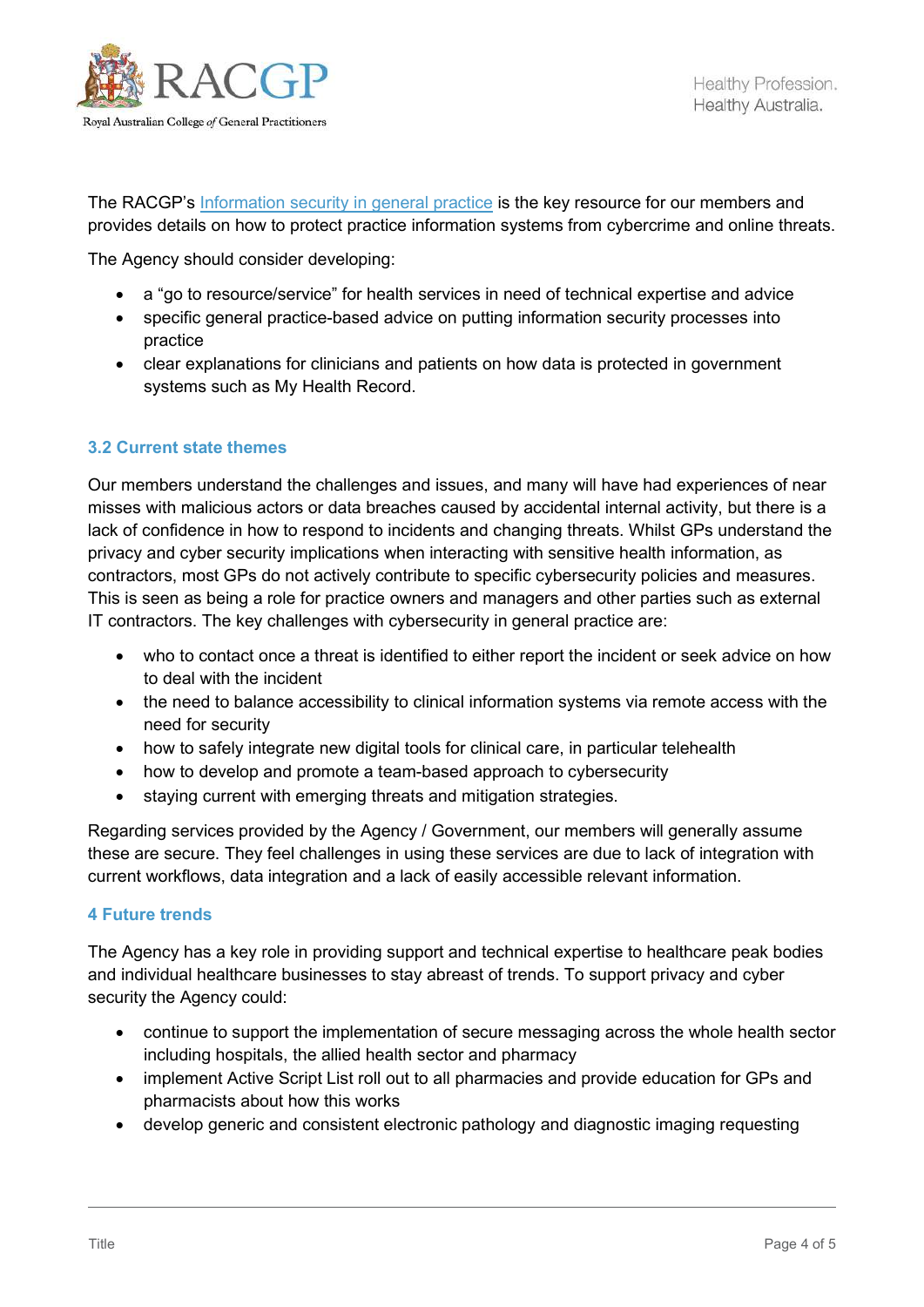The RACGP's [Information security in general practice] is the key resource for our members and provides details on how to protect practice information systems from cybercrime and online threats.

The Agency should consider developing:

- a "go to resource/service" for health services in need of technical expertise and advice
- specific general practice-based advice on putting information security processes into practice
- clear explanations for clinicians and patients on how data is protected in government systems such as My Health Record.

### 3.2 Current state themes

Our members understand the challenges and issues, and many will have had experiences of near misses with malicious actors or data breaches caused by accidental internal activity, but there is a lack of confidence in how to respond to incidents and changing threats. Whilst GPs understand the privacy and cyber security implications when interacting with sensitive health information, as contractors, most GPs do not actively contribute to specific cybersecurity policies and measures. This is seen as being a role for practice owners and managers and other parties such as external IT contractors. The key challenges with cybersecurity in general practice are:

- who to contact once a threat is identified to either report the incident or seek advice on how to deal with the incident
- the need to balance accessibility to clinical information systems via remote access with the need for security
- how to safely integrate new digital tools for clinical care, in particular telehealth
- how to develop and promote a team-based approach to cybersecurity
- staying current with emerging threats and mitigation strategies.

Regarding services provided by the Agency / Government, our members will generally assume these are secure. They feel challenges in using these services are due to lack of integration with current workflows, data integration and a lack of easily accessible relevant information.

## 4 Future trends

The Agency has a key role in providing support and technical expertise to healthcare peak bodies and individual healthcare businesses to stay abreast of trends. To support privacy and cyber security the Agency could:

- continue to support the implementation of secure messaging across the whole health sector including hospitals, the allied health sector and pharmacy
- implement Active Script List roll out to all pharmacies and provide education for GPs and pharmacists about how this works
- develop generic and consistent electronic pathology and diagnostic imaging requesting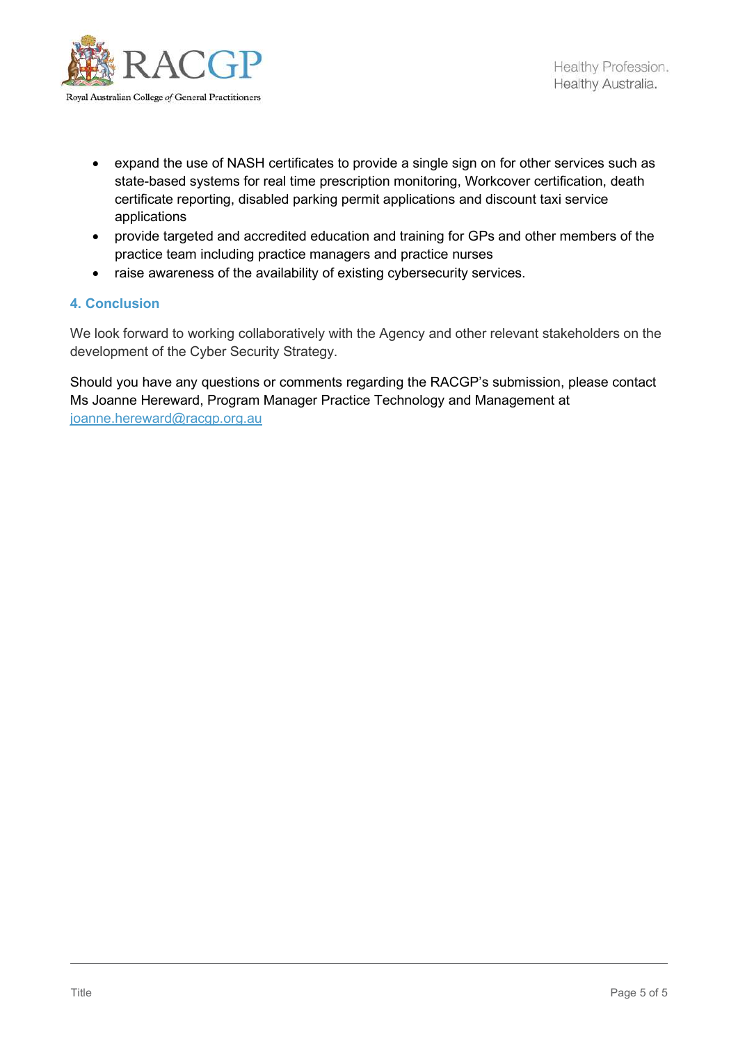- expand the use of NASH certificates to provide a single sign on for other services such as state-based systems for real time prescription monitoring, Workcover certification, death certificate reporting, disabled parking permit applications and discount taxi service applications
- provide targeted and accredited education and training for GPs and other members of the practice team including practice managers and practice nurses
- raise awareness of the availability of existing cybersecurity services.

### 4. Conclusion

We look forward to working collaboratively with the Agency and other relevant stakeholders on the development of the Cyber Security Strategy.

Should you have any questions or comments regarding the RACGP's submission, please contact Ms Joanne Hereward, Program Manager Practice Technology and Management at joanne.hereward@racgp.org.au